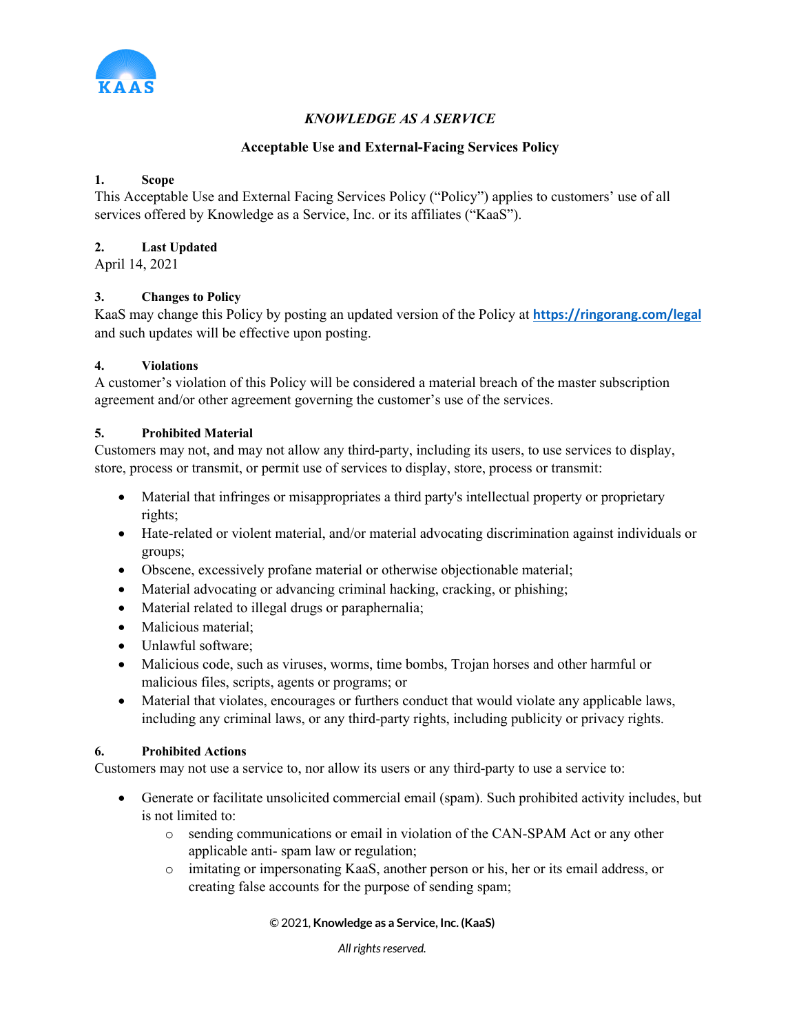*KNOWLEDGE AS A SERVICE*

**Acceptable Use and External-Facing Services Policy**

**1. Scope**

This Acceptable Use and External Facing Services Policy ("Policy") applies to customers' use of all services offered by Knowledge as a Service, Inc. or its affiliates ("KaaS").

**2. Last Updated**

April 14, 2021

**3. Changes to Policy**

KaaS may change this Policy by posting an updated version of the Policy at **https://ringorang.com/legal** and such updates will be effective upon posting.

**4. Violations**

A customer's violation of this Policy will be considered a material breach of the master subscription agreement and/or other agreement governing the customer's use of the services.

**5. Prohibited Material**

Customers may not, and may not allow any third-party, including its users, to use services to display, store, process or transmit, or permit use of services to display, store, process or transmit:

- Material that infringes or misappropriates a third party's intellectual property or proprietary rights;
- Hate-related or violent material, and/or material advocating discrimination against individuals or groups;
- Obscene, excessively profane material or otherwise objectionable material;
- Material advocating or advancing criminal hacking, cracking, or phishing;
- Material related to illegal drugs or paraphernalia;
- Malicious material;
- Unlawful software;
- Malicious code, such as viruses, worms, time bombs, Trojan horses and other harmful or malicious files, scripts, agents or programs; or
- Material that violates, encourages or furthers conduct that would violate any applicable laws, including any criminal laws, or any third-party rights, including publicity or privacy rights.

**6. Prohibited Actions**

Customers may not use a service to, nor allow its users or any third-party to use a service to:

- Generate or facilitate unsolicited commercial email (spam). Such prohibited activity includes, but is not limited to:
  - sending communications or email in violation of the CAN-SPAM Act or any other applicable anti- spam law or regulation;
  - imitating or impersonating KaaS, another person or his, her or its email address, or creating false accounts for the purpose of sending spam;

© 2021, **Knowledge as a Service, Inc. (KaaS)**

*All rights reserved.*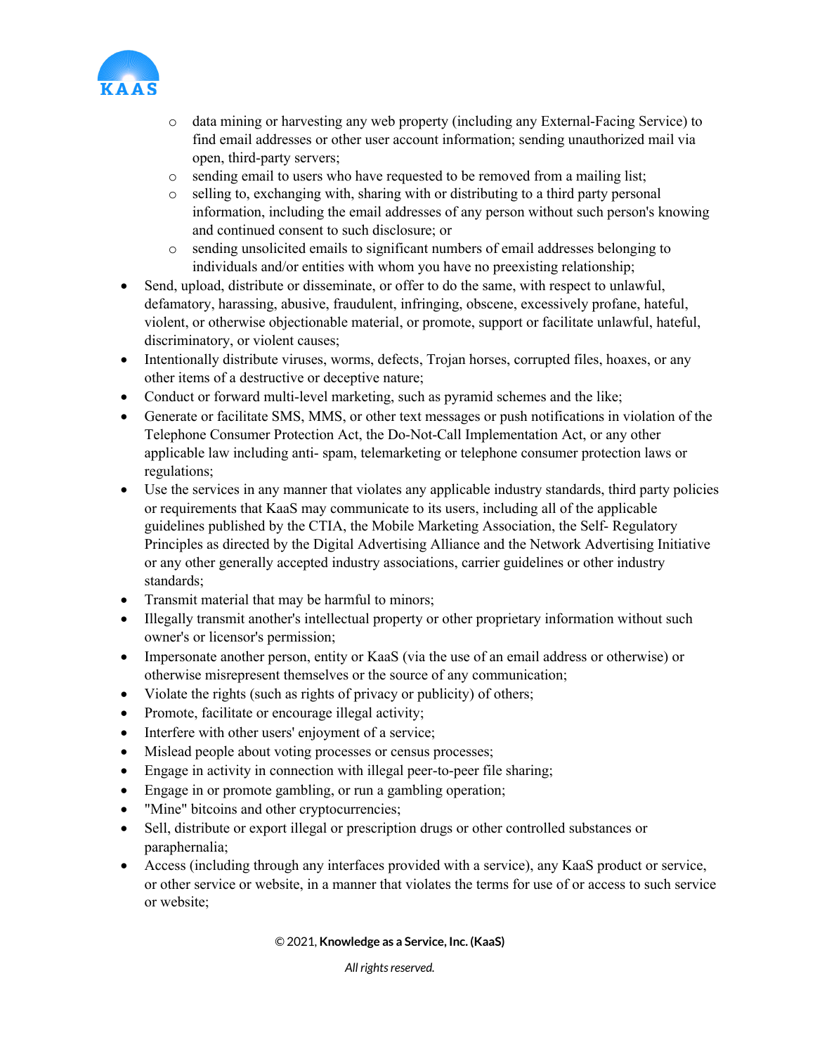- data mining or harvesting any web property (including any External-Facing Service) to find email addresses or other user account information; sending unauthorized mail via open, third-party servers;
  - sending email to users who have requested to be removed from a mailing list;
  - selling to, exchanging with, sharing with or distributing to a third party personal information, including the email addresses of any person without such person's knowing and continued consent to such disclosure; or
  - sending unsolicited emails to significant numbers of email addresses belonging to individuals and/or entities with whom you have no preexisting relationship;
- Send, upload, distribute or disseminate, or offer to do the same, with respect to unlawful, defamatory, harassing, abusive, fraudulent, infringing, obscene, excessively profane, hateful, violent, or otherwise objectionable material, or promote, support or facilitate unlawful, hateful, discriminatory, or violent causes;
- Intentionally distribute viruses, worms, defects, Trojan horses, corrupted files, hoaxes, or any other items of a destructive or deceptive nature;
- Conduct or forward multi-level marketing, such as pyramid schemes and the like;
- Generate or facilitate SMS, MMS, or other text messages or push notifications in violation of the Telephone Consumer Protection Act, the Do-Not-Call Implementation Act, or any other applicable law including anti- spam, telemarketing or telephone consumer protection laws or regulations;
- Use the services in any manner that violates any applicable industry standards, third party policies or requirements that KaaS may communicate to its users, including all of the applicable guidelines published by the CTIA, the Mobile Marketing Association, the Self- Regulatory Principles as directed by the Digital Advertising Alliance and the Network Advertising Initiative or any other generally accepted industry associations, carrier guidelines or other industry standards;
- Transmit material that may be harmful to minors;
- Illegally transmit another's intellectual property or other proprietary information without such owner's or licensor's permission;
- Impersonate another person, entity or KaaS (via the use of an email address or otherwise) or otherwise misrepresent themselves or the source of any communication;
- Violate the rights (such as rights of privacy or publicity) of others;
- Promote, facilitate or encourage illegal activity;
- Interfere with other users' enjoyment of a service;
- Mislead people about voting processes or census processes;
- Engage in activity in connection with illegal peer-to-peer file sharing;
- Engage in or promote gambling, or run a gambling operation;
- "Mine" bitcoins and other cryptocurrencies;
- Sell, distribute or export illegal or prescription drugs or other controlled substances or paraphernalia;
- Access (including through any interfaces provided with a service), any KaaS product or service, or other service or website, in a manner that violates the terms for use of or access to such service or website;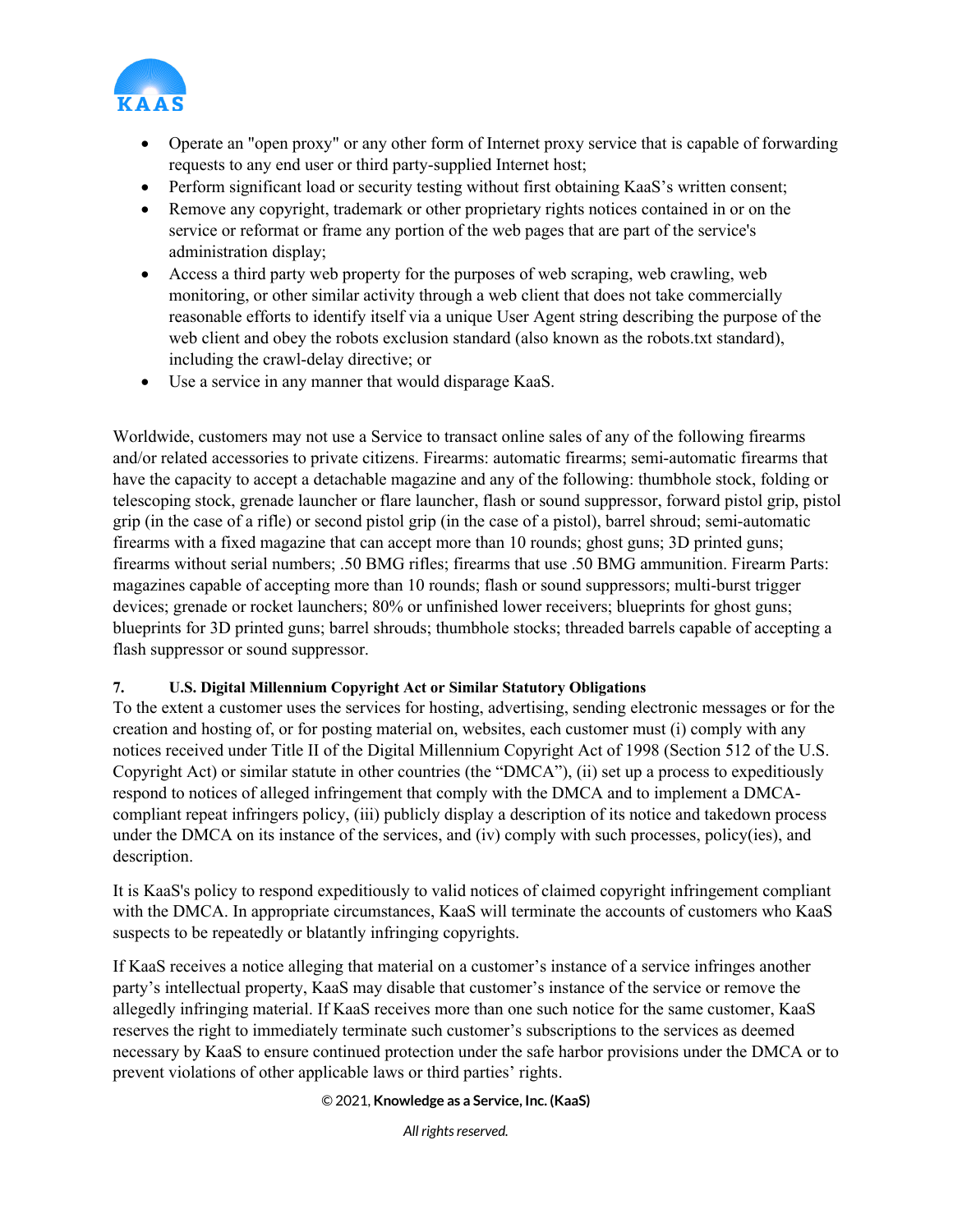- Operate an "open proxy" or any other form of Internet proxy service that is capable of forwarding requests to any end user or third party-supplied Internet host;
- Perform significant load or security testing without first obtaining KaaS's written consent;
- Remove any copyright, trademark or other proprietary rights notices contained in or on the service or reformat or frame any portion of the web pages that are part of the service's administration display;
- Access a third party web property for the purposes of web scraping, web crawling, web monitoring, or other similar activity through a web client that does not take commercially reasonable efforts to identify itself via a unique User Agent string describing the purpose of the web client and obey the robots exclusion standard (also known as the robots.txt standard), including the crawl-delay directive; or
- Use a service in any manner that would disparage KaaS.

Worldwide, customers may not use a Service to transact online sales of any of the following firearms and/or related accessories to private citizens. Firearms: automatic firearms; semi-automatic firearms that have the capacity to accept a detachable magazine and any of the following: thumbhole stock, folding or telescoping stock, grenade launcher or flare launcher, flash or sound suppressor, forward pistol grip, pistol grip (in the case of a rifle) or second pistol grip (in the case of a pistol), barrel shroud; semi-automatic firearms with a fixed magazine that can accept more than 10 rounds; ghost guns; 3D printed guns; firearms without serial numbers; .50 BMG rifles; firearms that use .50 BMG ammunition. Firearm Parts: magazines capable of accepting more than 10 rounds; flash or sound suppressors; multi-burst trigger devices; grenade or rocket launchers; 80% or unfinished lower receivers; blueprints for ghost guns; blueprints for 3D printed guns; barrel shrouds; thumbhole stocks; threaded barrels capable of accepting a flash suppressor or sound suppressor.

**7. U.S. Digital Millennium Copyright Act or Similar Statutory Obligations**

To the extent a customer uses the services for hosting, advertising, sending electronic messages or for the creation and hosting of, or for posting material on, websites, each customer must (i) comply with any notices received under Title II of the Digital Millennium Copyright Act of 1998 (Section 512 of the U.S. Copyright Act) or similar statute in other countries (the "DMCA"), (ii) set up a process to expeditiously respond to notices of alleged infringement that comply with the DMCA and to implement a DMCA-compliant repeat infringers policy, (iii) publicly display a description of its notice and takedown process under the DMCA on its instance of the services, and (iv) comply with such processes, policy(ies), and description.

It is KaaS's policy to respond expeditiously to valid notices of claimed copyright infringement compliant with the DMCA. In appropriate circumstances, KaaS will terminate the accounts of customers who KaaS suspects to be repeatedly or blatantly infringing copyrights.

If KaaS receives a notice alleging that material on a customer's instance of a service infringes another party's intellectual property, KaaS may disable that customer's instance of the service or remove the allegedly infringing material. If KaaS receives more than one such notice for the same customer, KaaS reserves the right to immediately terminate such customer's subscriptions to the services as deemed necessary by KaaS to ensure continued protection under the safe harbor provisions under the DMCA or to prevent violations of other applicable laws or third parties' rights.